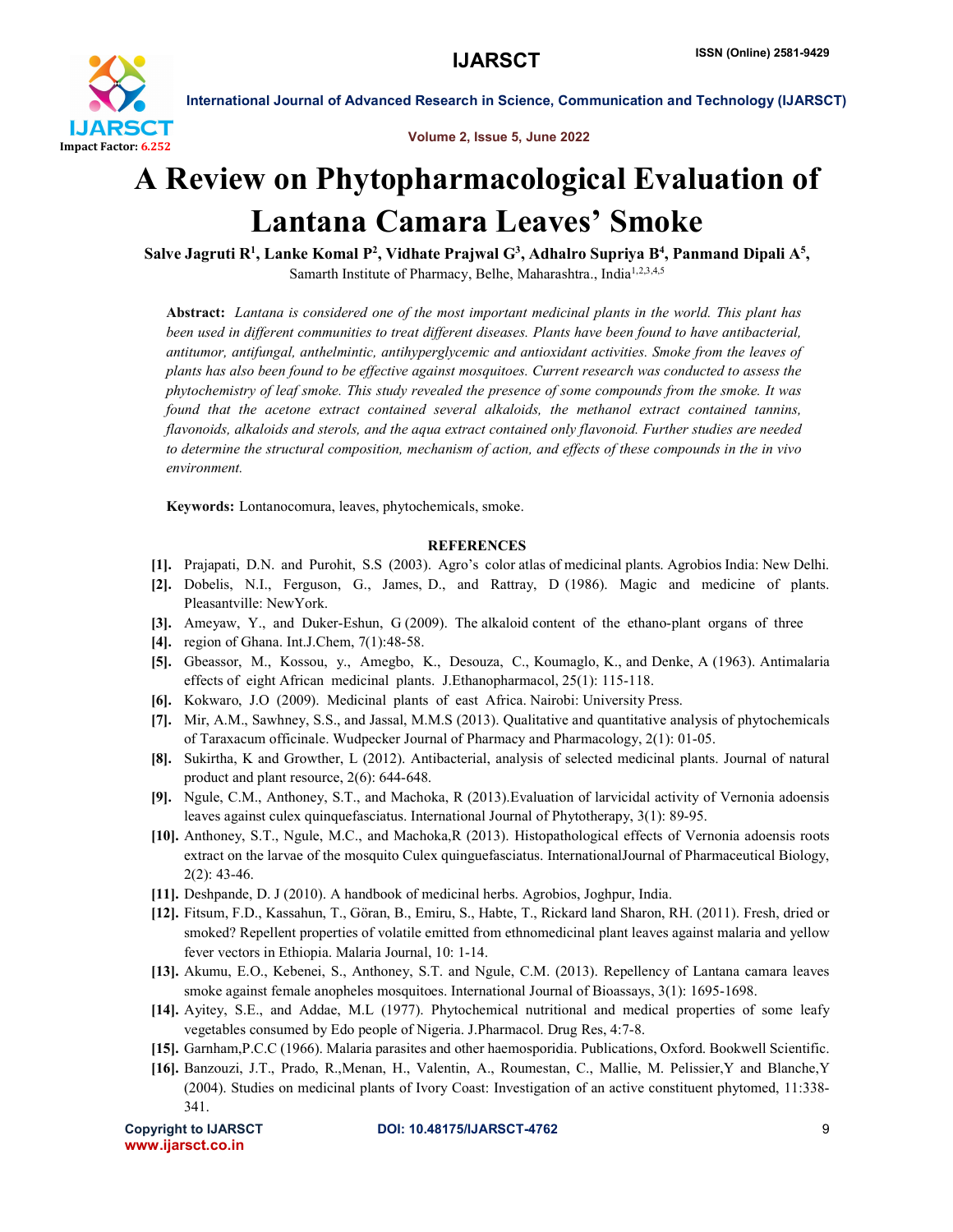# A Review on Phytopharmacological Evaluation of Lantana Camara Leaves' Smoke

**Salve Jagruti R[1], Lanke Komal P[2], Vidhate Prajwal G[3], Adhalro Supriya B[4], Panmand Dipali A[5],**

Samarth Institute of Pharmacy, Belhe, Maharashtra., India[1,2,3,4,5]

**Abstract:** *Lantana is considered one of the most important medicinal plants in the world. This plant has been used in different communities to treat different diseases. Plants have been found to have antibacterial, antitumor, antifungal, anthelmintic, antihyperglycemic and antioxidant activities. Smoke from the leaves of plants has also been found to be effective against mosquitoes. Current research was conducted to assess the phytochemistry of leaf smoke. This study revealed the presence of some compounds from the smoke. It was found that the acetone extract contained several alkaloids, the methanol extract contained tannins, flavonoids, alkaloids and sterols, and the aqua extract contained only flavonoid. Further studies are needed to determine the structural composition, mechanism of action, and effects of these compounds in the in vivo environment.*

**Keywords:** Lontanocomura, leaves, phytochemicals, smoke.

## REFERENCES

**[1].** Prajapati, D.N. and Purohit, S.S (2003). Agro's color atlas of medicinal plants. Agrobios India: New Delhi.

**[2].** Dobelis, N.I., Ferguson, G., James, D., and Rattray, D (1986). Magic and medicine of plants. Pleasantville: NewYork.

**[3].** Ameyaw, Y., and Duker-Eshun, G (2009). The alkaloid content of the ethano-plant organs of three

**[4].** region of Ghana. Int.J.Chem, 7(1):48-58.

**[5].** Gbeassor, M., Kossou, y., Amegbo, K., Desouza, C., Koumaglo, K., and Denke, A (1963). Antimalaria effects of eight African medicinal plants. J.Ethanopharmacol, 25(1): 115-118.

**[6].** Kokwaro, J.O (2009). Medicinal plants of east Africa. Nairobi: University Press.

**[7].** Mir, A.M., Sawhney, S.S., and Jassal, M.M.S (2013). Qualitative and quantitative analysis of phytochemicals of Taraxacum officinale. Wudpecker Journal of Pharmacy and Pharmacology, 2(1): 01-05.

**[8].** Sukirtha, K and Growther, L (2012). Antibacterial, analysis of selected medicinal plants. Journal of natural product and plant resource, 2(6): 644-648.

**[9].** Ngule, C.M., Anthoney, S.T., and Machoka, R (2013).Evaluation of larvicidal activity of Vernonia adoensis leaves against culex quinquefasciatus. International Journal of Phytotherapy, 3(1): 89-95.

**[10].** Anthoney, S.T., Ngule, M.C., and Machoka,R (2013). Histopathological effects of Vernonia adoensis roots extract on the larvae of the mosquito Culex quinguefasciatus. InternationalJournal of Pharmaceutical Biology, 2(2): 43-46.

**[11].** Deshpande, D. J (2010). A handbook of medicinal herbs. Agrobios, Joghpur, India.

**[12].** Fitsum, F.D., Kassahun, T., Göran, B., Emiru, S., Habte, T., Rickard land Sharon, RH. (2011). Fresh, dried or smoked? Repellent properties of volatile emitted from ethnomedicinal plant leaves against malaria and yellow fever vectors in Ethiopia. Malaria Journal, 10: 1-14.

**[13].** Akumu, E.O., Kebenei, S., Anthoney, S.T. and Ngule, C.M. (2013). Repellency of Lantana camara leaves smoke against female anopheles mosquitoes. International Journal of Bioassays, 3(1): 1695-1698.

**[14].** Ayitey, S.E., and Addae, M.L (1977). Phytochemical nutritional and medical properties of some leafy vegetables consumed by Edo people of Nigeria. J.Pharmacol. Drug Res, 4:7-8.

**[15].** Garnham,P.C.C (1966). Malaria parasites and other haemosporidia. Publications, Oxford. Bookwell Scientific.

**[16].** Banzouzi, J.T., Prado, R.,Menan, H., Valentin, A., Roumestan, C., Mallie, M. Pelissier,Y and Blanche,Y (2004). Studies on medicinal plants of Ivory Coast: Investigation of an active constituent phytomed, 11:338-341.